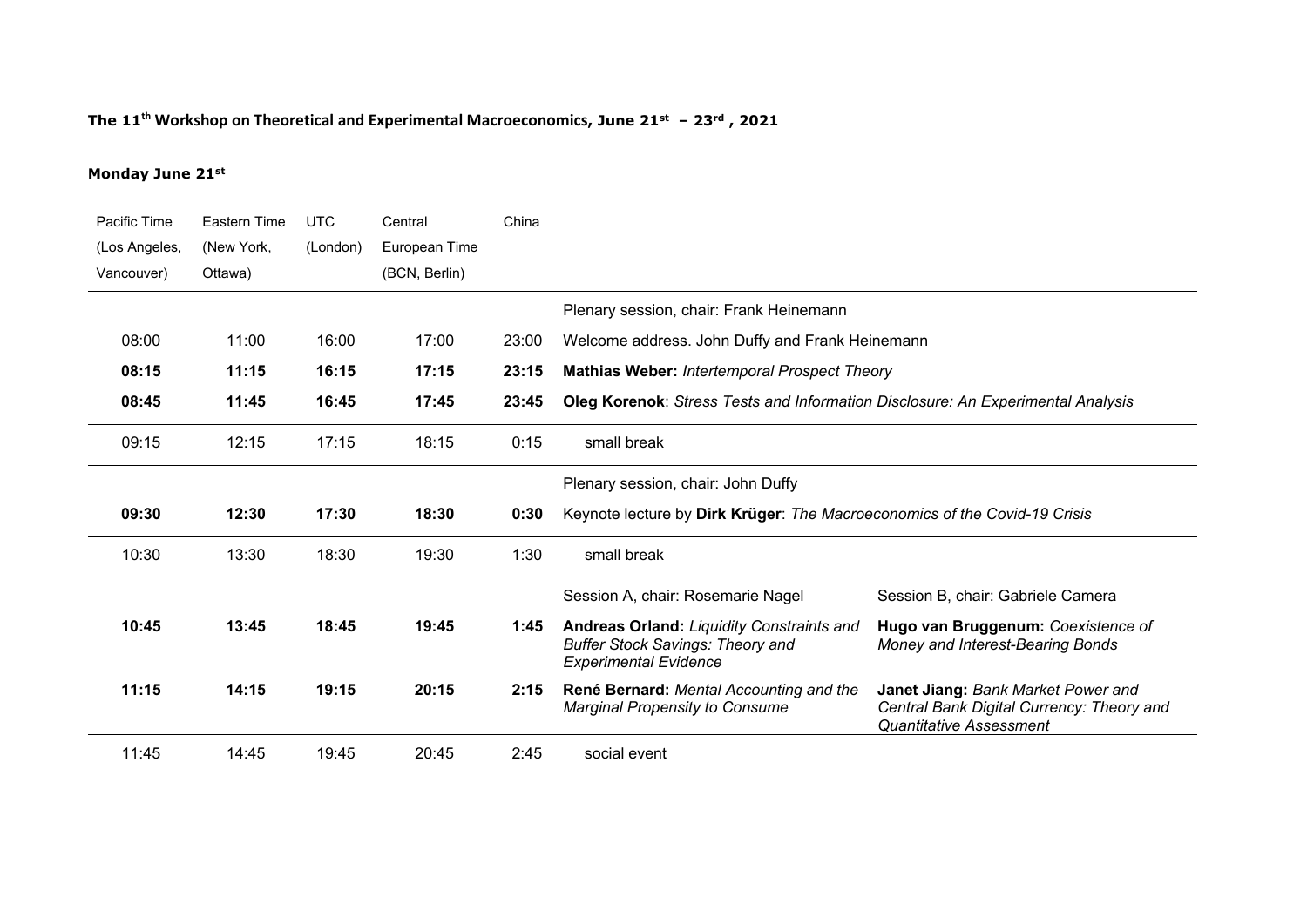**The 11th Workshop on Theoretical and Experimental Macroeconomics, June 21st – 23rd, 2021**

**Monday June 21st**

| Pacific Time (Los Angeles, Vancouver) | Eastern Time (New York, Ottawa) | UTC (London) | Central European Time (BCN, Berlin) | China | | |
|---|---|---|---|---|---|---|
| | | | | | Plenary session, chair: Frank Heinemann | |
| 08:00 | 11:00 | 16:00 | 17:00 | 23:00 | Welcome address. John Duffy and Frank Heinemann | |
| **08:15** | **11:15** | **16:15** | **17:15** | **23:15** | **Mathias Weber:** *Intertemporal Prospect Theory* | |
| **08:45** | **11:45** | **16:45** | **17:45** | **23:45** | **Oleg Korenok**: *Stress Tests and Information Disclosure: An Experimental Analysis* | |
| 09:15 | 12:15 | 17:15 | 18:15 | 0:15 | small break | |
| | | | | | Plenary session, chair: John Duffy | |
| **09:30** | **12:30** | **17:30** | **18:30** | **0:30** | Keynote lecture by **Dirk Krüger**: *The Macroeconomics of the Covid-19 Crisis* | |
| 10:30 | 13:30 | 18:30 | 19:30 | 1:30 | small break | |
| | | | | | Session A, chair: Rosemarie Nagel | Session B, chair: Gabriele Camera |
| **10:45** | **13:45** | **18:45** | **19:45** | **1:45** | **Andreas Orland:** *Liquidity Constraints and Buffer Stock Savings: Theory and Experimental Evidence* | **Hugo van Bruggenum:** *Coexistence of Money and Interest-Bearing Bonds* |
| **11:15** | **14:15** | **19:15** | **20:15** | **2:15** | **René Bernard:** *Mental Accounting and the Marginal Propensity to Consume* | **Janet Jiang:** *Bank Market Power and Central Bank Digital Currency: Theory and Quantitative Assessment* |
| 11:45 | 14:45 | 19:45 | 20:45 | 2:45 | social event | |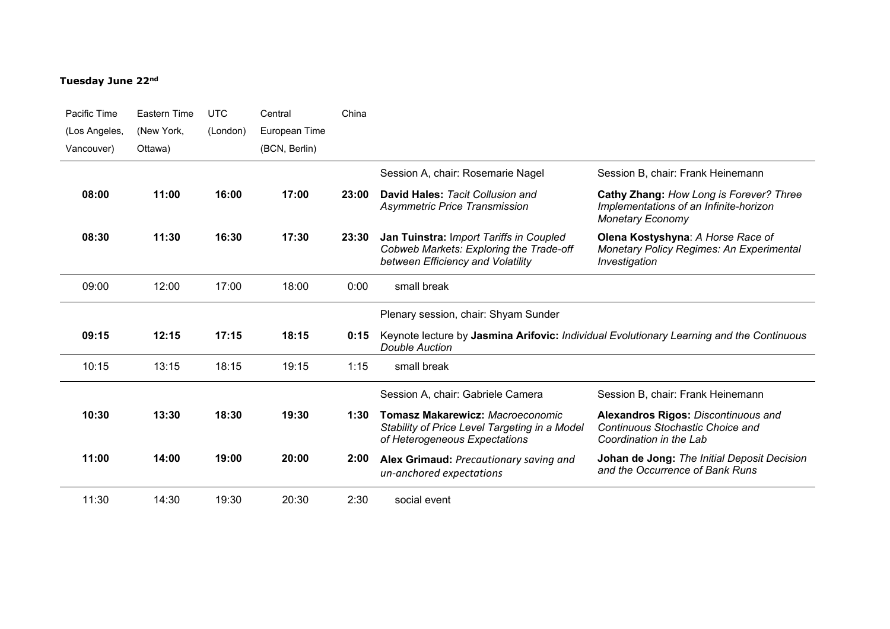**Tuesday June 22nd**

| Pacific Time (Los Angeles, Vancouver) | Eastern Time (New York, Ottawa) | UTC (London) | Central European Time (BCN, Berlin) | China | | |
|---|---|---|---|---|---|---|
| | | | | | Session A, chair: Rosemarie Nagel | Session B, chair: Frank Heinemann |
| **08:00** | **11:00** | **16:00** | **17:00** | **23:00** | **David Hales:** *Tacit Collusion and Asymmetric Price Transmission* | **Cathy Zhang:** *How Long is Forever? Three Implementations of an Infinite-horizon Monetary Economy* |
| **08:30** | **11:30** | **16:30** | **17:30** | **23:30** | **Jan Tuinstra:** *Import Tariffs in Coupled Cobweb Markets: Exploring the Trade-off between Efficiency and Volatility* | **Olena Kostyshyna**: *A Horse Race of Monetary Policy Regimes: An Experimental Investigation* |
| 09:00 | 12:00 | 17:00 | 18:00 | 0:00 | small break | |
| | | | | | Plenary session, chair: Shyam Sunder | |
| **09:15** | **12:15** | **17:15** | **18:15** | **0:15** | Keynote lecture by **Jasmina Arifovic:** *Individual Evolutionary Learning and the Continuous Double Auction* | |
| 10:15 | 13:15 | 18:15 | 19:15 | 1:15 | small break | |
| | | | | | Session A, chair: Gabriele Camera | Session B, chair: Frank Heinemann |
| **10:30** | **13:30** | **18:30** | **19:30** | **1:30** | **Tomasz Makarewicz:** *Macroeconomic Stability of Price Level Targeting in a Model of Heterogeneous Expectations* | **Alexandros Rigos:** *Discontinuous and Continuous Stochastic Choice and Coordination in the Lab* |
| **11:00** | **14:00** | **19:00** | **20:00** | **2:00** | **Alex Grimaud:** *Precautionary saving and un-anchored expectations* | **Johan de Jong:** *The Initial Deposit Decision and the Occurrence of Bank Runs* |
| 11:30 | 14:30 | 19:30 | 20:30 | 2:30 | social event | |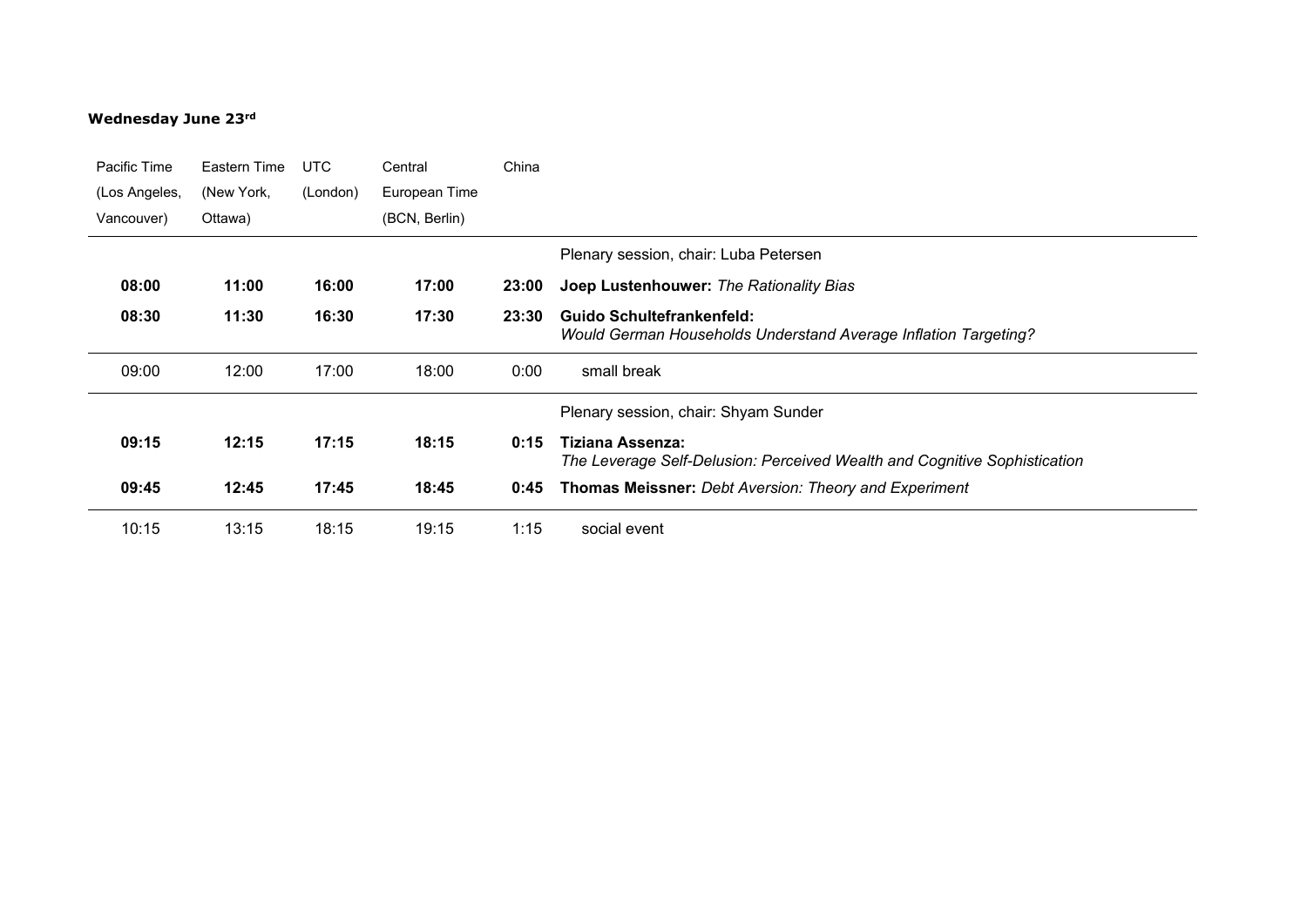**Wednesday June 23rd**

| Pacific Time (Los Angeles, Vancouver) | Eastern Time (New York, Ottawa) | UTC (London) | Central European Time (BCN, Berlin) | China | |
|---|---|---|---|---|---|
| | | | | | Plenary session, chair: Luba Petersen |
| **08:00** | **11:00** | **16:00** | **17:00** | **23:00** | **Joep Lustenhouwer:** *The Rationality Bias* |
| **08:30** | **11:30** | **16:30** | **17:30** | **23:30** | **Guido Schultefrankenfeld:** *Would German Households Understand Average Inflation Targeting?* |
| 09:00 | 12:00 | 17:00 | 18:00 | 0:00 | small break |
| | | | | | Plenary session, chair: Shyam Sunder |
| **09:15** | **12:15** | **17:15** | **18:15** | **0:15** | **Tiziana Assenza:** *The Leverage Self-Delusion: Perceived Wealth and Cognitive Sophistication* |
| **09:45** | **12:45** | **17:45** | **18:45** | **0:45** | **Thomas Meissner:** *Debt Aversion: Theory and Experiment* |
| 10:15 | 13:15 | 18:15 | 19:15 | 1:15 | social event |